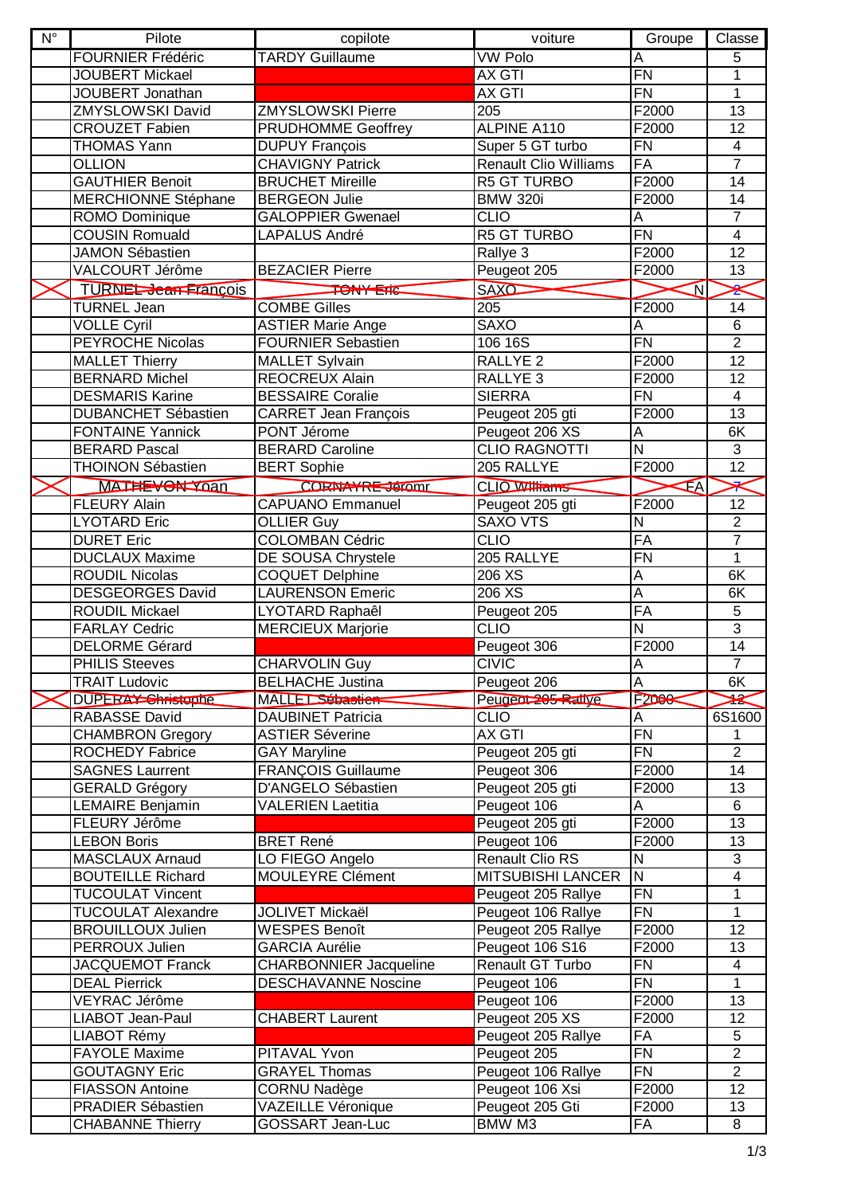| N° | Pilote | copilote | voiture | Groupe | Classe |
|---|---|---|---|---|---|
| | FOURNIER Frédéric | TARDY Guillaume | VW Polo | A | 5 |
| | JOUBERT Mickael | | AX GTI | FN | 1 |
| | JOUBERT Jonathan | | AX GTI | FN | 1 |
| | ZMYSLOWSKI David | ZMYSLOWSKI Pierre | 205 | F2000 | 13 |
| | CROUZET Fabien | PRUDHOMME Geoffrey | ALPINE A110 | F2000 | 12 |
| | THOMAS Yann | DUPUY François | Super 5 GT turbo | FN | 4 |
| | OLLION | CHAVIGNY Patrick | Renault Clio Williams | FA | 7 |
| | GAUTHIER Benoit | BRUCHET Mireille | R5 GT TURBO | F2000 | 14 |
| | MERCHIONNE Stéphane | BERGEON Julie | BMW 320i | F2000 | 14 |
| | ROMO Dominique | GALOPPIER Gwenael | CLIO | A | 7 |
| | COUSIN Romuald | LAPALUS André | R5 GT TURBO | FN | 4 |
| | JAMON Sébastien | | Rallye 3 | F2000 | 12 |
| | VALCOURT Jérôme | BEZACIER Pierre | Peugeot 205 | F2000 | 13 |
| | ~~TURNEL Jean François~~ | ~~TONY Eric~~ | ~~SAXO~~ | ~~N~~ | ~~2~~ |
| | TURNEL Jean | COMBE Gilles | 205 | F2000 | 14 |
| | VOLLE Cyril | ASTIER Marie Ange | SAXO | A | 6 |
| | PEYROCHE Nicolas | FOURNIER Sebastien | 106 16S | FN | 2 |
| | MALLET Thierry | MALLET Sylvain | RALLYE 2 | F2000 | 12 |
| | BERNARD Michel | REOCREUX Alain | RALLYE 3 | F2000 | 12 |
| | DESMARIS Karine | BESSAIRE Coralie | SIERRA | FN | 4 |
| | DUBANCHET Sébastien | CARRET Jean François | Peugeot 205 gti | F2000 | 13 |
| | FONTAINE Yannick | PONT Jérome | Peugeot 206 XS | A | 6K |
| | BERARD Pascal | BERARD Caroline | CLIO RAGNOTTI | N | 3 |
| | THOINON Sébastien | BERT Sophie | 205 RALLYE | F2000 | 12 |
| | ~~MATHEVON Yoan~~ | ~~CORNAYRE Jéromr~~ | ~~CLIO Williams~~ | ~~FA~~ | ~~7~~ |
| | FLEURY Alain | CAPUANO Emmanuel | Peugeot 205 gti | F2000 | 12 |
| | LYOTARD Eric | OLLIER Guy | SAXO VTS | N | 2 |
| | DURET Eric | COLOMBAN Cédric | CLIO | FA | 7 |
| | DUCLAUX Maxime | DE SOUSA Chrystele | 205 RALLYE | FN | 1 |
| | ROUDIL Nicolas | COQUET Delphine | 206 XS | A | 6K |
| | DESGEORGES David | LAURENSON Emeric | 206 XS | A | 6K |
| | ROUDIL Mickael | LYOTARD Raphaêl | Peugeot 205 | FA | 5 |
| | FARLAY Cedric | MERCIEUX Marjorie | CLIO | N | 3 |
| | DELORME Gérard | | Peugeot 306 | F2000 | 14 |
| | PHILIS Steeves | CHARVOLIN Guy | CIVIC | A | 7 |
| | TRAIT Ludovic | BELHACHE Justina | Peugeot 206 | A | 6K |
| | ~~DUPERAY Christophe~~ | ~~MALLET Sébastien~~ | ~~Peugeot 205 Rallye~~ | ~~F2000~~ | ~~12~~ |
| | RABASSE David | DAUBINET Patricia | CLIO | A | 6S1600 |
| | CHAMBRON Gregory | ASTIER Séverine | AX GTI | FN | 1 |
| | ROCHEDY Fabrice | GAY Maryline | Peugeot 205 gti | FN | 2 |
| | SAGNES Laurrent | FRANÇOIS Guillaume | Peugeot 306 | F2000 | 14 |
| | GERALD Grégory | D'ANGELO Sébastien | Peugeot 205 gti | F2000 | 13 |
| | LEMAIRE Benjamin | VALERIEN Laetitia | Peugeot 106 | A | 6 |
| | FLEURY Jérôme | | Peugeot 205 gti | F2000 | 13 |
| | LEBON Boris | BRET René | Peugeot 106 | F2000 | 13 |
| | MASCLAUX Arnaud | LO FIEGO Angelo | Renault Clio RS | N | 3 |
| | BOUTEILLE Richard | MOULEYRE Clément | MITSUBISHI LANCER | N | 4 |
| | TUCOULAT Vincent | | Peugeot 205 Rallye | FN | 1 |
| | TUCOULAT Alexandre | JOLIVET Mickaël | Peugeot 106 Rallye | FN | 1 |
| | BROUILLOUX Julien | WESPES Benoît | Peugeot 205 Rallye | F2000 | 12 |
| | PERROUX Julien | GARCIA Aurélie | Peugeot 106 S16 | F2000 | 13 |
| | JACQUEMOT Franck | CHARBONNIER Jacqueline | Renault GT Turbo | FN | 4 |
| | DEAL Pierrick | DESCHAVANNE Noscine | Peugeot 106 | FN | 1 |
| | VEYRAC Jérôme | | Peugeot 106 | F2000 | 13 |
| | LIABOT Jean-Paul | CHABERT Laurent | Peugeot 205 XS | F2000 | 12 |
| | LIABOT Rémy | | Peugeot 205 Rallye | FA | 5 |
| | FAYOLE Maxime | PITAVAL Yvon | Peugeot 205 | FN | 2 |
| | GOUTAGNY Eric | GRAYEL Thomas | Peugeot 106 Rallye | FN | 2 |
| | FIASSON Antoine | CORNU Nadège | Peugeot 106 Xsi | F2000 | 12 |
| | PRADIER Sébastien | VAZEILLE Véronique | Peugeot 205 Gti | F2000 | 13 |
| | CHABANNE Thierry | GOSSART Jean-Luc | BMW M3 | FA | 8 |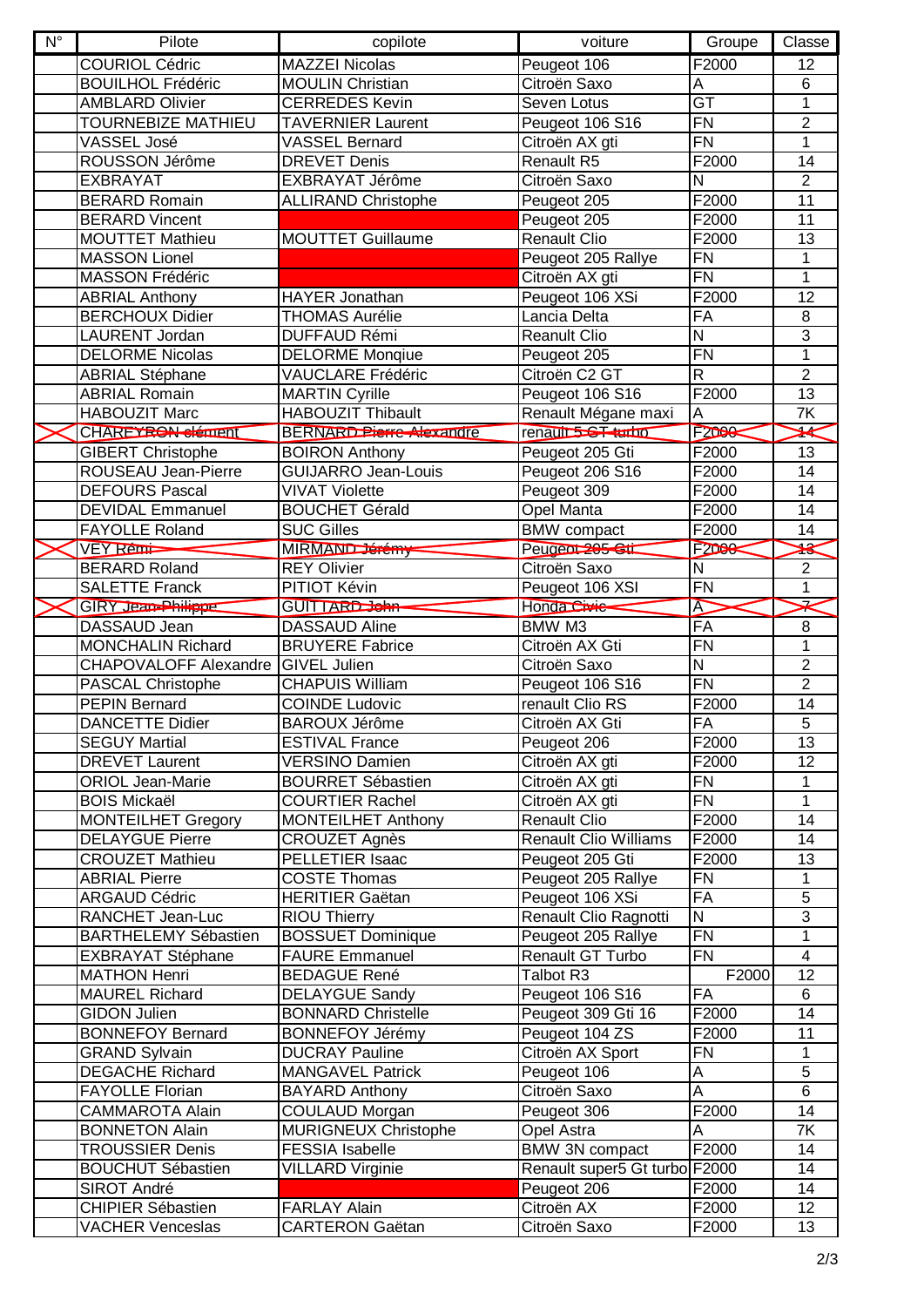| N° | Pilote | copilote | voiture | Groupe | Classe |
|---|---|---|---|---|---|
| | COURIOL Cédric | MAZZEI Nicolas | Peugeot 106 | F2000 | 12 |
| | BOUILHOL Frédéric | MOULIN Christian | Citroën Saxo | A | 6 |
| | AMBLARD Olivier | CERREDES Kevin | Seven Lotus | GT | 1 |
| | TOURNEBIZE MATHIEU | TAVERNIER Laurent | Peugeot 106 S16 | FN | 2 |
| | VASSEL José | VASSEL Bernard | Citroën AX gti | FN | 1 |
| | ROUSSON Jérôme | DREVET Denis | Renault R5 | F2000 | 14 |
| | EXBRAYAT | EXBRAYAT Jérôme | Citroën Saxo | N | 2 |
| | BERARD Romain | ALLIRAND Christophe | Peugeot 205 | F2000 | 11 |
| | BERARD Vincent | | Peugeot 205 | F2000 | 11 |
| | MOUTTET Mathieu | MOUTTET Guillaume | Renault Clio | F2000 | 13 |
| | MASSON Lionel | | Peugeot 205 Rallye | FN | 1 |
| | MASSON Frédéric | | Citroën AX gti | FN | 1 |
| | ABRIAL Anthony | HAYER Jonathan | Peugeot 106 XSi | F2000 | 12 |
| | BERCHOUX Didier | THOMAS Aurélie | Lancia Delta | FA | 8 |
| | LAURENT Jordan | DUFFAUD Rémi | Reanult Clio | N | 3 |
| | DELORME Nicolas | DELORME Monqiue | Peugeot 205 | FN | 1 |
| | ABRIAL Stéphane | VAUCLARE Frédéric | Citroën C2 GT | R | 2 |
| | ABRIAL Romain | MARTIN Cyrille | Peugeot 106 S16 | F2000 | 13 |
| | HABOUZIT Marc | HABOUZIT Thibault | Renault Mégane maxi | A | 7K |
| | ~~CHAREYRON clément~~ | ~~BERNARD Pierre-Alexandre~~ | ~~renault 5 GT turbo~~ | ~~F2000~~ | ~~14~~ |
| | GIBERT Christophe | BOIRON Anthony | Peugeot 205 Gti | F2000 | 13 |
| | ROUSEAU Jean-Pierre | GUIJARRO Jean-Louis | Peugeot 206 S16 | F2000 | 14 |
| | DEFOURS Pascal | VIVAT Violette | Peugeot 309 | F2000 | 14 |
| | DEVIDAL Emmanuel | BOUCHET Gérald | Opel Manta | F2000 | 14 |
| | FAYOLLE Roland | SUC Gilles | BMW compact | F2000 | 14 |
| | ~~VEY Rémi~~ | ~~MIRMAND Jérémy~~ | ~~Peugeot 205 Gti~~ | ~~F2000~~ | ~~13~~ |
| | BERARD Roland | REY Olivier | Citroën Saxo | N | 2 |
| | SALETTE Franck | PITIOT Kévin | Peugeot 106 XSI | FN | 1 |
| | ~~GIRY Jean-Philippe~~ | ~~GUITTARD John~~ | ~~Honda Civic~~ | ~~A~~ | ~~7~~ |
| | DASSAUD Jean | DASSAUD Aline | BMW M3 | FA | 8 |
| | MONCHALIN Richard | BRUYERE Fabrice | Citroën AX Gti | FN | 1 |
| | CHAPOVALOFF Alexandre | GIVEL Julien | Citroën Saxo | N | 2 |
| | PASCAL Christophe | CHAPUIS William | Peugeot 106 S16 | FN | 2 |
| | PEPIN Bernard | COINDE Ludovic | renault Clio RS | F2000 | 14 |
| | DANCETTE Didier | BAROUX Jérôme | Citroën AX Gti | FA | 5 |
| | SEGUY Martial | ESTIVAL France | Peugeot 206 | F2000 | 13 |
| | DREVET Laurent | VERSINO Damien | Citroën AX gti | F2000 | 12 |
| | ORIOL Jean-Marie | BOURRET Sébastien | Citroën AX gti | FN | 1 |
| | BOIS Mickaël | COURTIER Rachel | Citroën AX gti | FN | 1 |
| | MONTEILHET Gregory | MONTEILHET Anthony | Renault Clio | F2000 | 14 |
| | DELAYGUE Pierre | CROUZET Agnès | Renault Clio Williams | F2000 | 14 |
| | CROUZET Mathieu | PELLETIER Isaac | Peugeot 205 Gti | F2000 | 13 |
| | ABRIAL Pierre | COSTE Thomas | Peugeot 205 Rallye | FN | 1 |
| | ARGAUD Cédric | HERITIER Gaëtan | Peugeot 106 XSi | FA | 5 |
| | RANCHET Jean-Luc | RIOU Thierry | Renault Clio Ragnotti | N | 3 |
| | BARTHELEMY Sébastien | BOSSUET Dominique | Peugeot 205 Rallye | FN | 1 |
| | EXBRAYAT Stéphane | FAURE Emmanuel | Renault GT Turbo | FN | 4 |
| | MATHON Henri | BEDAGUE René | Talbot R3 | F2000 | 12 |
| | MAUREL Richard | DELAYGUE Sandy | Peugeot 106 S16 | FA | 6 |
| | GIDON Julien | BONNARD Christelle | Peugeot 309 Gti 16 | F2000 | 14 |
| | BONNEFOY Bernard | BONNEFOY Jérémy | Peugeot 104 ZS | F2000 | 11 |
| | GRAND Sylvain | DUCRAY Pauline | Citroën AX Sport | FN | 1 |
| | DEGACHE Richard | MANGAVEL Patrick | Peugeot 106 | A | 5 |
| | FAYOLLE Florian | BAYARD Anthony | Citroën Saxo | A | 6 |
| | CAMMAROTA Alain | COULAUD Morgan | Peugeot 306 | F2000 | 14 |
| | BONNETON Alain | MURIGNEUX Christophe | Opel Astra | A | 7K |
| | TROUSSIER Denis | FESSIA Isabelle | BMW 3N compact | F2000 | 14 |
| | BOUCHUT Sébastien | VILLARD Virginie | Renault super5 Gt turbo | F2000 | 14 |
| | SIROT André | | Peugeot 206 | F2000 | 14 |
| | CHIPIER Sébastien | FARLAY Alain | Citroën AX | F2000 | 12 |
| | VACHER Venceslas | CARTERON Gaëtan | Citroën Saxo | F2000 | 13 |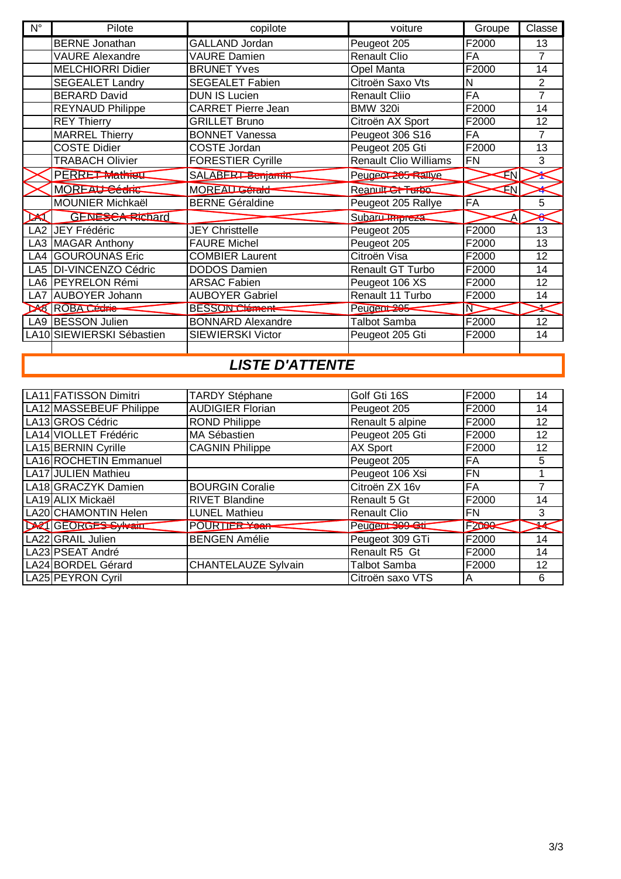| N° | Pilote | copilote | voiture | Groupe | Classe |
|---|---|---|---|---|---|
| | BERNE Jonathan | GALLAND Jordan | Peugeot 205 | F2000 | 13 |
| | VAURE Alexandre | VAURE Damien | Renault Clio | FA | 7 |
| | MELCHIORRI Didier | BRUNET Yves | Opel Manta | F2000 | 14 |
| | SEGEALET Landry | SEGEALET Fabien | Citroën Saxo Vts | N | 2 |
| | BERARD David | DUN IS Lucien | Renault Cliio | FA | 7 |
| | REYNAUD Philippe | CARRET Pierre Jean | BMW 320i | F2000 | 14 |
| | REY Thierry | GRILLET Bruno | Citroën AX Sport | F2000 | 12 |
| | MARREL Thierry | BONNET Vanessa | Peugeot 306 S16 | FA | 7 |
| | COSTE Didier | COSTE Jordan | Peugeot 205 Gti | F2000 | 13 |
| | TRABACH Olivier | FORESTIER Cyrille | Renault Clio Williams | FN | 3 |
| | ~~PERRET Mathieu~~ | ~~SALABERT Benjamin~~ | ~~Peugeot 205 Rallye~~ | ~~FN~~ | ~~1~~ |
| | ~~MOREAU Cédric~~ | ~~MOREAU Gérald~~ | ~~Reanult Gt Turbo~~ | ~~FN~~ | ~~4~~ |
| | MOUNIER Michkaël | BERNE Géraldine | Peugeot 205 Rallye | FA | 5 |
| ~~LA1~~ | ~~GENESCA Richard~~ | | ~~Subaru Impreza~~ | ~~A~~ | ~~8~~ |
| LA2 | JEY Frédéric | JEY Christtelle | Peugeot 205 | F2000 | 13 |
| LA3 | MAGAR Anthony | FAURE Michel | Peugeot 205 | F2000 | 13 |
| LA4 | GOUROUNAS Eric | COMBIER Laurent | Citroën Visa | F2000 | 12 |
| LA5 | DI-VINCENZO Cédric | DODOS Damien | Renault GT Turbo | F2000 | 14 |
| LA6 | PEYRELON Rémi | ARSAC Fabien | Peugeot 106 XS | F2000 | 12 |
| LA7 | AUBOYER Johann | AUBOYER Gabriel | Renault 11 Turbo | F2000 | 14 |
| ~~LA8~~ | ~~ROBA Cédric~~ | ~~BESSON Clément~~ | ~~Peugeot 205~~ | ~~N~~ | ~~1~~ |
| LA9 | BESSON Julien | BONNARD Alexandre | Talbot Samba | F2000 | 12 |
| LA10 | SIEWIERSKI Sébastien | SIEWIERSKI Victor | Peugeot 205 Gti | F2000 | 14 |

## *LISTE D'ATTENTE*

| | | | | | |
|---|---|---|---|---|---|
| LA11 | FATISSON Dimitri | TARDY Stéphane | Golf Gti 16S | F2000 | 14 |
| LA12 | MASSEBEUF Philippe | AUDIGIER Florian | Peugeot 205 | F2000 | 14 |
| LA13 | GROS Cédric | ROND Philippe | Renault 5 alpine | F2000 | 12 |
| LA14 | VIOLLET Frédéric | MA Sébastien | Peugeot 205 Gti | F2000 | 12 |
| LA15 | BERNIN Cyrille | CAGNIN Philippe | AX Sport | F2000 | 12 |
| LA16 | ROCHETIN Emmanuel | | Peugeot 205 | FA | 5 |
| LA17 | JULIEN Mathieu | | Peugeot 106 Xsi | FN | 1 |
| LA18 | GRACZYK Damien | BOURGIN Coralie | Citroën ZX 16v | FA | 7 |
| LA19 | ALIX Mickaël | RIVET Blandine | Renault 5 Gt | F2000 | 14 |
| LA20 | CHAMONTIN Helen | LUNEL Mathieu | Renault Clio | FN | 3 |
| ~~LA21~~ | ~~GEORGES Sylvain~~ | ~~POURTIER Yoan~~ | ~~Peugeot 309 Gti~~ | ~~F2000~~ | ~~14~~ |
| LA22 | GRAIL Julien | BENGEN Amélie | Peugeot 309 GTi | F2000 | 14 |
| LA23 | PSEAT André | | Renault R5 Gt | F2000 | 14 |
| LA24 | BORDEL Gérard | CHANTELAUZE Sylvain | Talbot Samba | F2000 | 12 |
| LA25 | PEYRON Cyril | | Citroën saxo VTS | A | 6 |